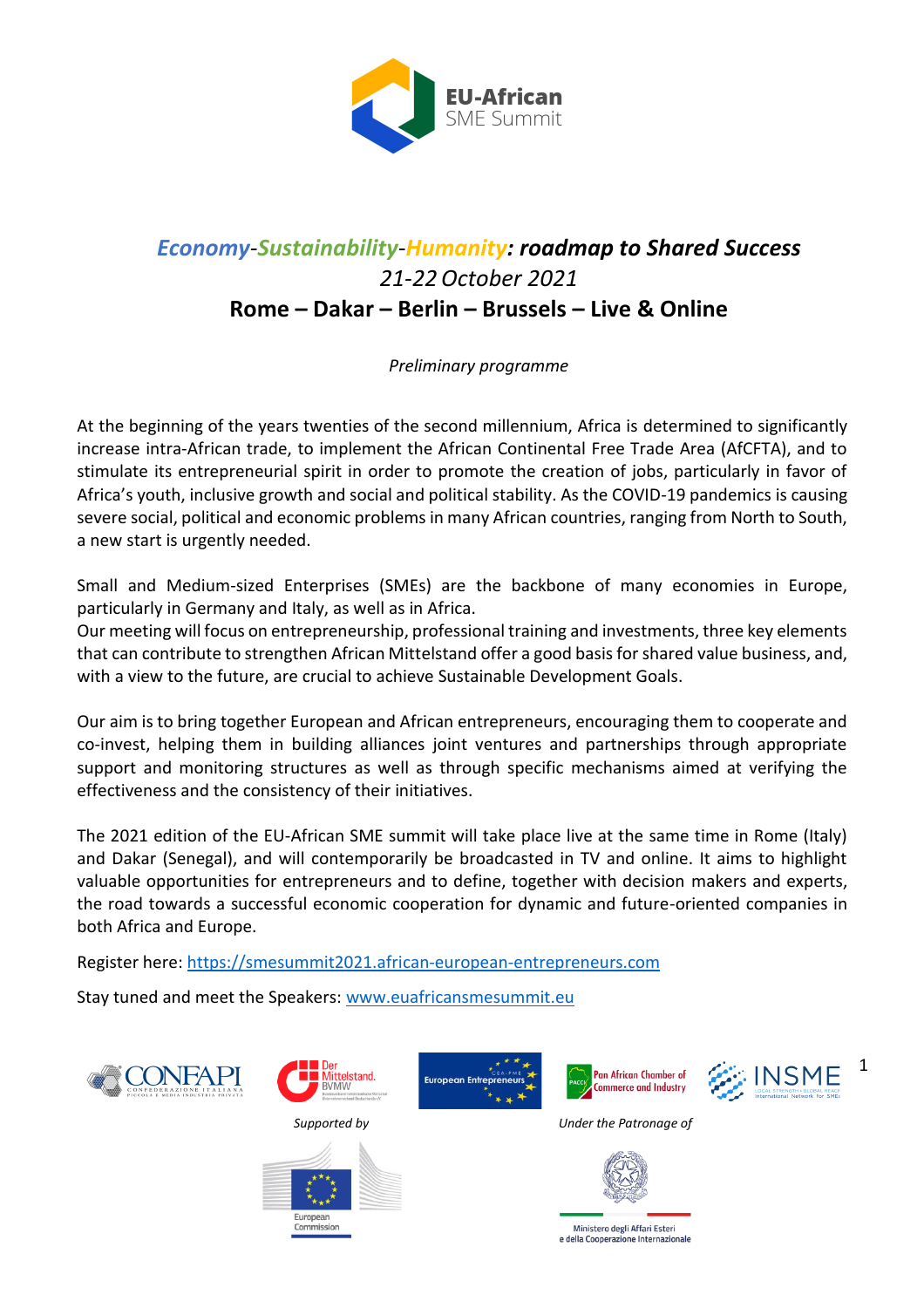# EU-African SME Summit

## *Economy-Sustainability-Humanity: roadmap to Shared Success*

*21-22 October 2021*

**Rome – Dakar – Berlin – Brussels – Live & Online**

*Preliminary programme*

At the beginning of the years twenties of the second millennium, Africa is determined to significantly increase intra-African trade, to implement the African Continental Free Trade Area (AfCFTA), and to stimulate its entrepreneurial spirit in order to promote the creation of jobs, particularly in favor of Africa's youth, inclusive growth and social and political stability. As the COVID-19 pandemics is causing severe social, political and economic problems in many African countries, ranging from North to South, a new start is urgently needed.

Small and Medium-sized Enterprises (SMEs) are the backbone of many economies in Europe, particularly in Germany and Italy, as well as in Africa.
Our meeting will focus on entrepreneurship, professional training and investments, three key elements that can contribute to strengthen African Mittelstand offer a good basis for shared value business, and, with a view to the future, are crucial to achieve Sustainable Development Goals.

Our aim is to bring together European and African entrepreneurs, encouraging them to cooperate and co-invest, helping them in building alliances joint ventures and partnerships through appropriate support and monitoring structures as well as through specific mechanisms aimed at verifying the effectiveness and the consistency of their initiatives.

The 2021 edition of the EU-African SME summit will take place live at the same time in Rome (Italy) and Dakar (Senegal), and will contemporarily be broadcasted in TV and online. It aims to highlight valuable opportunities for entrepreneurs and to define, together with decision makers and experts, the road towards a successful economic cooperation for dynamic and future-oriented companies in both Africa and Europe.

Register here: https://smesummit2021.african-european-entrepreneurs.com

Stay tuned and meet the Speakers: www.euafricansmesummit.eu

CONFAPI – Confederazione Italiana Piccola e Media Industria Privata | Der Mittelstand. BVMW | European Entrepreneurs CEA-PME | Pan African Chamber of Commerce and Industry | INSME International Network for SMEs

*Supported by*

European Commission

*Under the Patronage of*

Ministero degli Affari Esteri e della Cooperazione Internazionale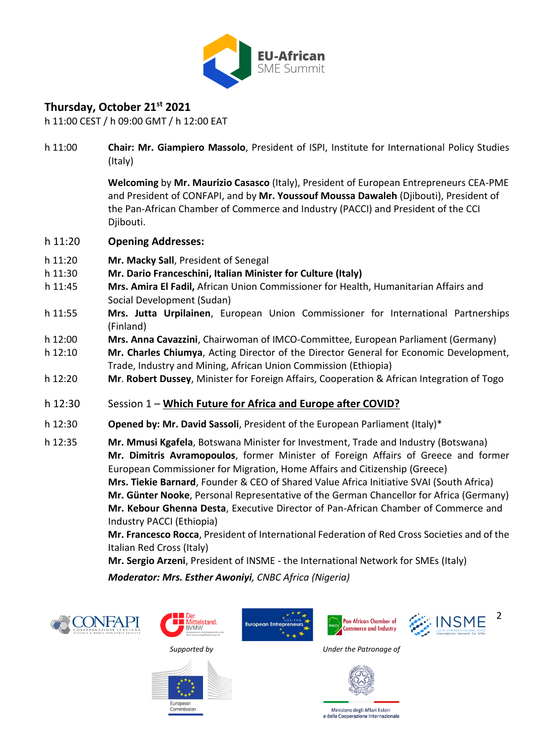**EU-African** SME Summit

## Thursday, October 21st 2021

h 11:00 CEST / h 09:00 GMT / h 12:00 EAT

h 11:00 **Chair: Mr. Giampiero Massolo**, President of ISPI, Institute for International Policy Studies (Italy)

**Welcoming** by **Mr. Maurizio Casasco** (Italy), President of European Entrepreneurs CEA-PME and President of CONFAPI, and by **Mr. Youssouf Moussa Dawaleh** (Djibouti), President of the Pan-African Chamber of Commerce and Industry (PACCI) and President of the CCI Djibouti.

h 11:20 **Opening Addresses:**

h 11:20 **Mr. Macky Sall**, President of Senegal

h 11:30 **Mr. Dario Franceschini, Italian Minister for Culture (Italy)**

h 11:45 **Mrs. Amira El Fadil,** African Union Commissioner for Health, Humanitarian Affairs and Social Development (Sudan)

h 11:55 **Mrs. Jutta Urpilainen**, European Union Commissioner for International Partnerships (Finland)

h 12:00 **Mrs. Anna Cavazzini**, Chairwoman of IMCO-Committee, European Parliament (Germany)

h 12:10 **Mr. Charles Chiumya**, Acting Director of the Director General for Economic Development, Trade, Industry and Mining, African Union Commission (Ethiopia)

h 12:20 **Mr. Robert Dussey**, Minister for Foreign Affairs, Cooperation & African Integration of Togo

h 12:30 Session 1 – **Which Future for Africa and Europe after COVID?**

h 12:30 **Opened by: Mr. David Sassoli**, President of the European Parliament (Italy)*

h 12:35 **Mr. Mmusi Kgafela**, Botswana Minister for Investment, Trade and Industry (Botswana)
**Mr. Dimitris Avramopoulos**, former Minister of Foreign Affairs of Greece and former European Commissioner for Migration, Home Affairs and Citizenship (Greece)
**Mrs. Tiekie Barnard**, Founder & CEO of Shared Value Africa Initiative SVAI (South Africa)
**Mr. Günter Nooke**, Personal Representative of the German Chancellor for Africa (Germany)
**Mr. Kebour Ghenna Desta**, Executive Director of Pan-African Chamber of Commerce and Industry PACCI (Ethiopia)
**Mr. Francesco Rocca**, President of International Federation of Red Cross Societies and of the Italian Red Cross (Italy)
**Mr. Sergio Arzeni**, President of INSME - the International Network for SMEs (Italy)

***Moderator: Mrs. Esther Awoniyi**, CNBC Africa (Nigeria)*

CONFAPI | Der Mittelstand. BVMW | European Entrepreneurs CEA-PME | Pan African Chamber of Commerce and Industry | INSME

*Supported by* European Commission

*Under the Patronage of* Ministero degli Affari Esteri e della Cooperazione Internazionale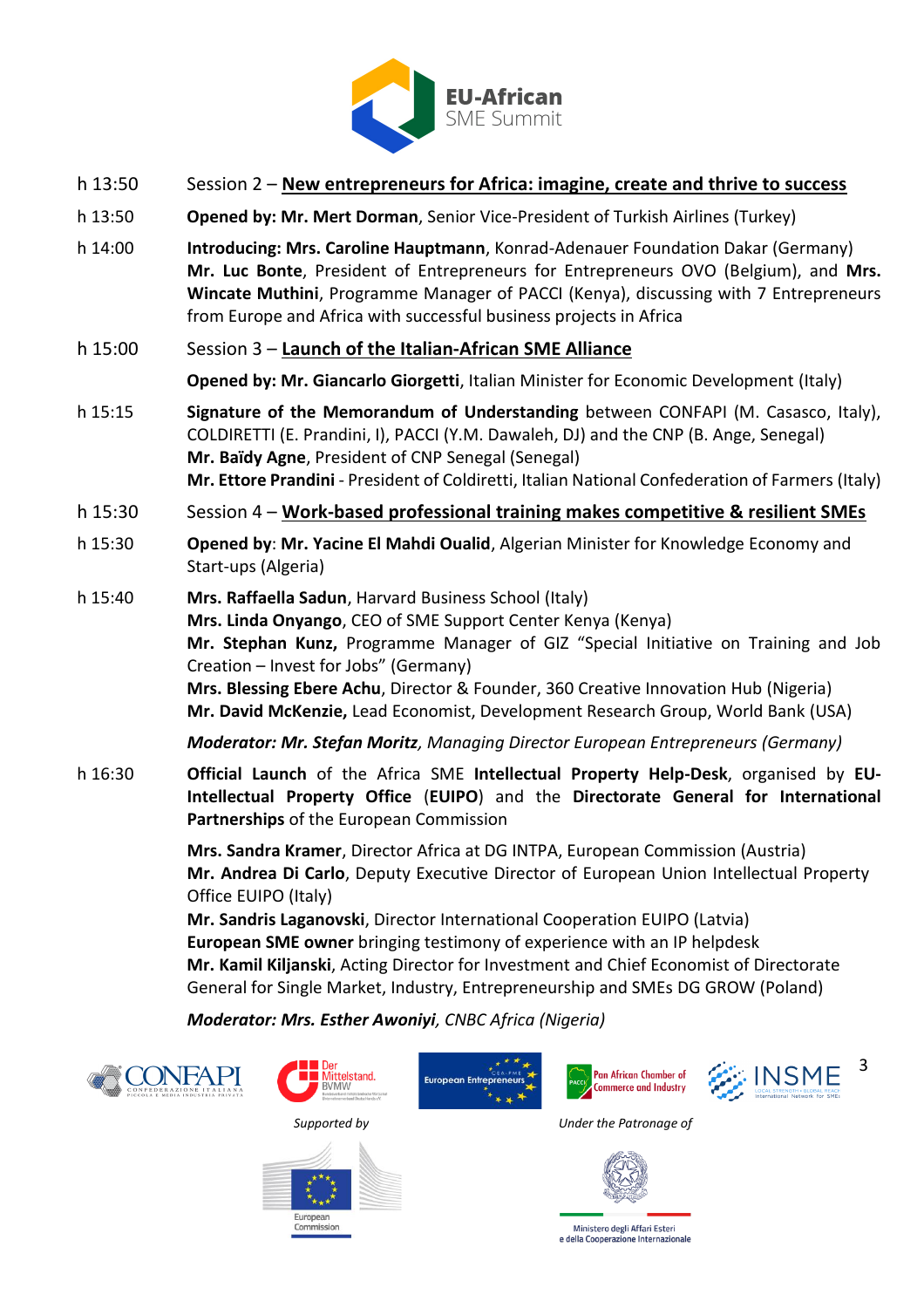h 13:50 Session 2 – **New entrepreneurs for Africa: imagine, create and thrive to success**

h 13:50 **Opened by: Mr. Mert Dorman**, Senior Vice-President of Turkish Airlines (Turkey)

h 14:00 **Introducing: Mrs. Caroline Hauptmann**, Konrad-Adenauer Foundation Dakar (Germany) **Mr. Luc Bonte**, President of Entrepreneurs for Entrepreneurs OVO (Belgium), and **Mrs. Wincate Muthini**, Programme Manager of PACCI (Kenya), discussing with 7 Entrepreneurs from Europe and Africa with successful business projects in Africa

h 15:00 Session 3 – **Launch of the Italian-African SME Alliance**

**Opened by: Mr. Giancarlo Giorgetti**, Italian Minister for Economic Development (Italy)

h 15:15 **Signature of the Memorandum of Understanding** between CONFAPI (M. Casasco, Italy), COLDIRETTI (E. Prandini, I), PACCI (Y.M. Dawaleh, DJ) and the CNP (B. Ange, Senegal)
**Mr. Baïdy Agne**, President of CNP Senegal (Senegal)
**Mr. Ettore Prandini** - President of Coldiretti, Italian National Confederation of Farmers (Italy)

h 15:30 Session 4 – **Work-based professional training makes competitive & resilient SMEs**

h 15:30 **Opened by**: **Mr. Yacine El Mahdi Oualid**, Algerian Minister for Knowledge Economy and Start-ups (Algeria)

h 15:40 **Mrs. Raffaella Sadun**, Harvard Business School (Italy)
**Mrs. Linda Onyango**, CEO of SME Support Center Kenya (Kenya)
**Mr. Stephan Kunz,** Programme Manager of GIZ "Special Initiative on Training and Job Creation – Invest for Jobs" (Germany)
**Mrs. Blessing Ebere Achu**, Director & Founder, 360 Creative Innovation Hub (Nigeria)
**Mr. David McKenzie,** Lead Economist, Development Research Group, World Bank (USA)

***Moderator: Mr. Stefan Moritz**, Managing Director European Entrepreneurs (Germany)*

h 16:30 **Official Launch** of the Africa SME **Intellectual Property Help-Desk**, organised by **EU-Intellectual Property Office** (**EUIPO**) and the **Directorate General for International Partnerships** of the European Commission

**Mrs. Sandra Kramer**, Director Africa at DG INTPA, European Commission (Austria)
**Mr. Andrea Di Carlo**, Deputy Executive Director of European Union Intellectual Property Office EUIPO (Italy)
**Mr. Sandris Laganovski**, Director International Cooperation EUIPO (Latvia)
**European SME owner** bringing testimony of experience with an IP helpdesk
**Mr. Kamil Kiljanski**, Acting Director for Investment and Chief Economist of Directorate General for Single Market, Industry, Entrepreneurship and SMEs DG GROW (Poland)

***Moderator: Mrs. Esther Awoniyi**, CNBC Africa (Nigeria)*

*Supported by*

*Under the Patronage of*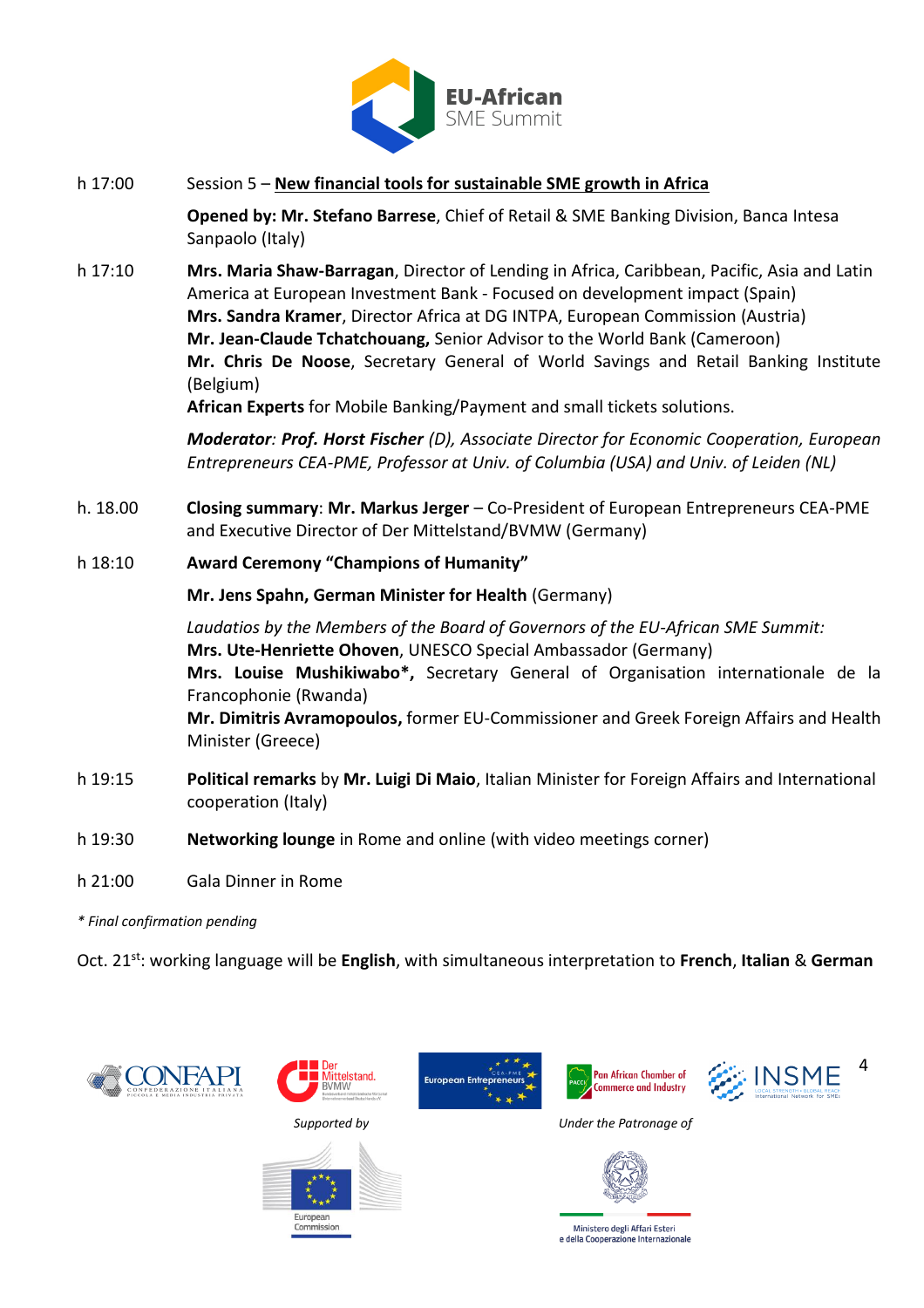h 17:00 Session 5 – **New financial tools for sustainable SME growth in Africa**

**Opened by: Mr. Stefano Barrese**, Chief of Retail & SME Banking Division, Banca Intesa Sanpaolo (Italy)

h 17:10 **Mrs. Maria Shaw-Barragan**, Director of Lending in Africa, Caribbean, Pacific, Asia and Latin America at European Investment Bank - Focused on development impact (Spain)
**Mrs. Sandra Kramer**, Director Africa at DG INTPA, European Commission (Austria)
**Mr. Jean-Claude Tchatchouang,** Senior Advisor to the World Bank (Cameroon)
**Mr. Chris De Noose**, Secretary General of World Savings and Retail Banking Institute (Belgium)
**African Experts** for Mobile Banking/Payment and small tickets solutions.

***Moderator**: **Prof. Horst Fischer** (D), Associate Director for Economic Cooperation, European Entrepreneurs CEA-PME, Professor at Univ. of Columbia (USA) and Univ. of Leiden (NL)*

h. 18.00 **Closing summary**: **Mr. Markus Jerger** – Co-President of European Entrepreneurs CEA-PME and Executive Director of Der Mittelstand/BVMW (Germany)

h 18:10 **Award Ceremony "Champions of Humanity"**

**Mr. Jens Spahn, German Minister for Health** (Germany)

*Laudatios by the Members of the Board of Governors of the EU-African SME Summit:*
**Mrs. Ute-Henriette Ohoven**, UNESCO Special Ambassador (Germany)
**Mrs. Louise Mushikiwabo*,** Secretary General of Organisation internationale de la Francophonie (Rwanda)
**Mr. Dimitris Avramopoulos,** former EU-Commissioner and Greek Foreign Affairs and Health Minister (Greece)

h 19:15 **Political remarks** by **Mr. Luigi Di Maio**, Italian Minister for Foreign Affairs and International cooperation (Italy)

h 19:30 **Networking lounge** in Rome and online (with video meetings corner)

h 21:00 Gala Dinner in Rome

*\* Final confirmation pending*

Oct. 21st: working language will be **English**, with simultaneous interpretation to **French**, **Italian** & **German**

*Supported by*

*Under the Patronage of*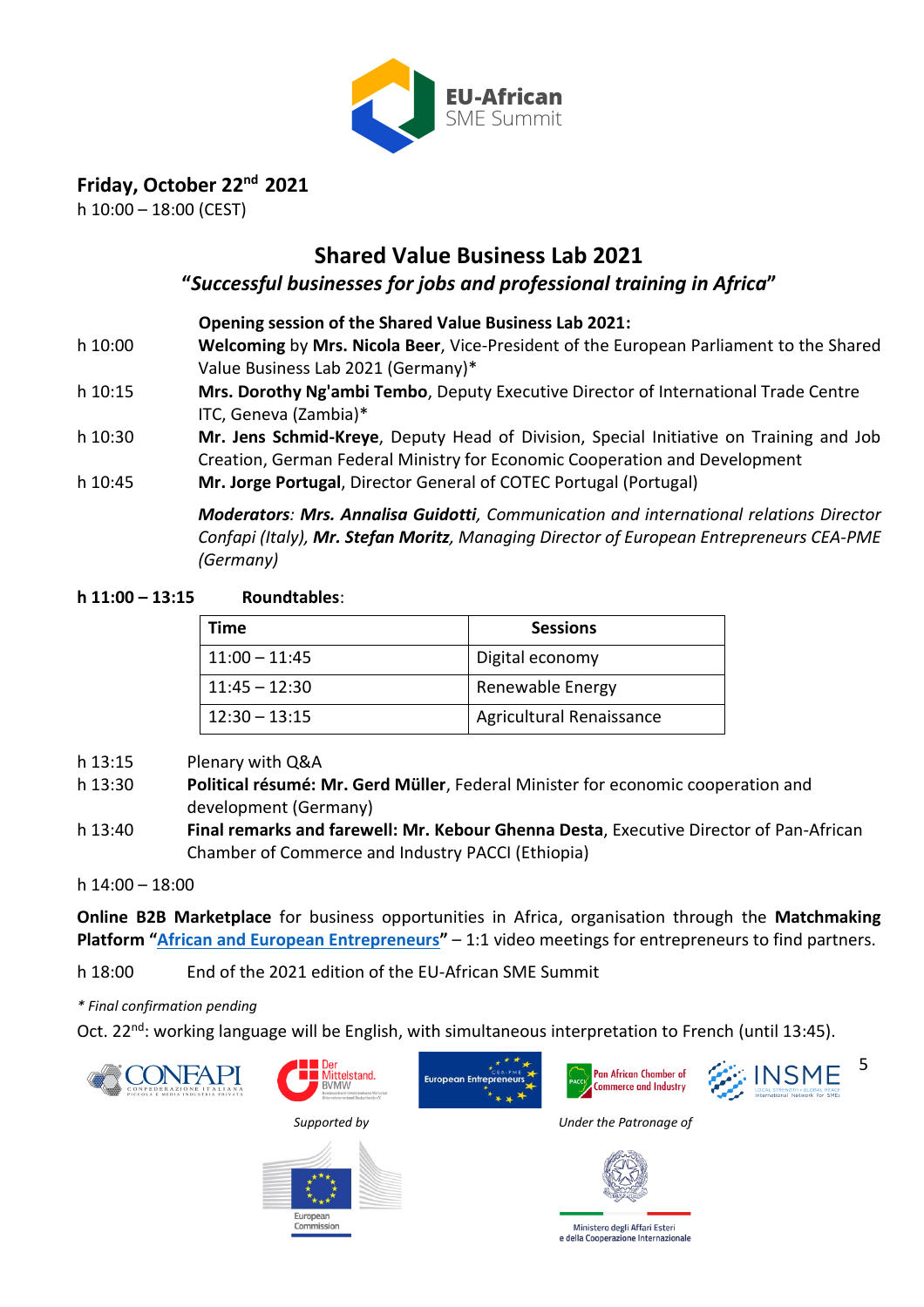EU-African SME Summit

**Friday, October 22nd 2021**
h 10:00 – 18:00 (CEST)

## Shared Value Business Lab 2021

### *"Successful businesses for jobs and professional training in Africa"*

**Opening session of the Shared Value Business Lab 2021:**

h 10:00 **Welcoming** by **Mrs. Nicola Beer**, Vice-President of the European Parliament to the Shared Value Business Lab 2021 (Germany)*

h 10:15 **Mrs. Dorothy Ng'ambi Tembo**, Deputy Executive Director of International Trade Centre ITC, Geneva (Zambia)*

h 10:30 **Mr. Jens Schmid-Kreye**, Deputy Head of Division, Special Initiative on Training and Job Creation, German Federal Ministry for Economic Cooperation and Development

h 10:45 **Mr. Jorge Portugal**, Director General of COTEC Portugal (Portugal)

***Moderators**: **Mrs. Annalisa Guidotti**, Communication and international relations Director Confapi (Italy), **Mr. Stefan Moritz**, Managing Director of European Entrepreneurs CEA-PME (Germany)*

**h 11:00 – 13:15** **Roundtables**:

| Time | Sessions |
|---|---|
| 11:00 – 11:45 | Digital economy |
| 11:45 – 12:30 | Renewable Energy |
| 12:30 – 13:15 | Agricultural Renaissance |

h 13:15 Plenary with Q&A

h 13:30 **Political résumé: Mr. Gerd Müller**, Federal Minister for economic cooperation and development (Germany)

h 13:40 **Final remarks and farewell: Mr. Kebour Ghenna Desta**, Executive Director of Pan-African Chamber of Commerce and Industry PACCI (Ethiopia)

h 14:00 – 18:00

**Online B2B Marketplace** for business opportunities in Africa, organisation through the **Matchmaking Platform "African and European Entrepreneurs"** – 1:1 video meetings for entrepreneurs to find partners.

h 18:00 End of the 2021 edition of the EU-African SME Summit

*\* Final confirmation pending*

Oct. 22nd: working language will be English, with simultaneous interpretation to French (until 13:45).

CONFAPI – Confederazione Italiana Piccola e Media Industria Privata | Der Mittelstand. BVMW | European Entrepreneurs CEA-PME | Pan African Chamber of Commerce and Industry | INSME

*Supported by*

European Commission

*Under the Patronage of*

Ministero degli Affari Esteri e della Cooperazione Internazionale